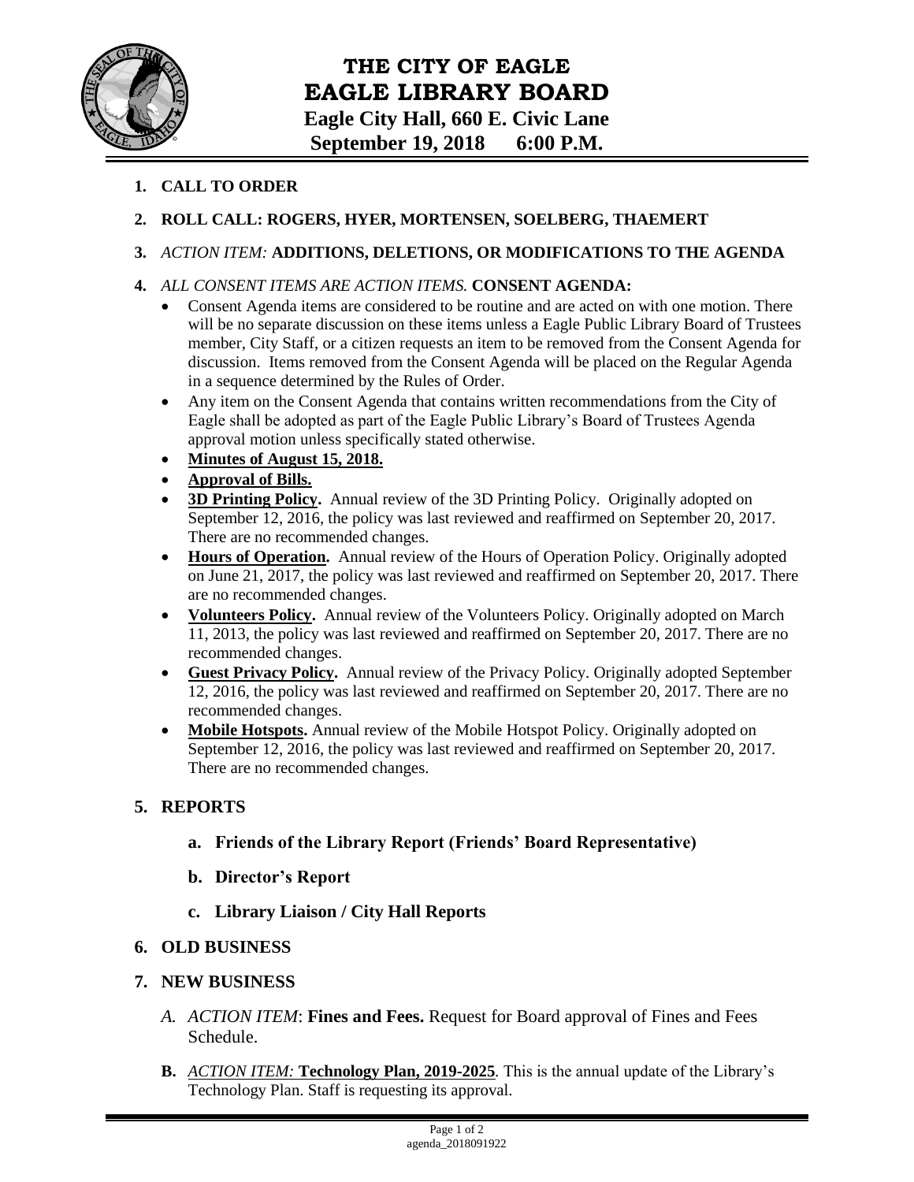# THE CITY OF EAGLE
# EAGLE LIBRARY BOARD
## Eagle City Hall, 660 E. Civic Lane
## September 19, 2018 6:00 P.M.

1. **CALL TO ORDER**

2. **ROLL CALL: ROGERS, HYER, MORTENSEN, SOELBERG, THAEMERT**

3. *ACTION ITEM:* **ADDITIONS, DELETIONS, OR MODIFICATIONS TO THE AGENDA**

4. *ALL CONSENT ITEMS ARE ACTION ITEMS.* **CONSENT AGENDA:**
   - Consent Agenda items are considered to be routine and are acted on with one motion. There will be no separate discussion on these items unless a Eagle Public Library Board of Trustees member, City Staff, or a citizen requests an item to be removed from the Consent Agenda for discussion. Items removed from the Consent Agenda will be placed on the Regular Agenda in a sequence determined by the Rules of Order.
   - Any item on the Consent Agenda that contains written recommendations from the City of Eagle shall be adopted as part of the Eagle Public Library's Board of Trustees Agenda approval motion unless specifically stated otherwise.
   - **Minutes of August 15, 2018.**
   - **Approval of Bills.**
   - **3D Printing Policy.** Annual review of the 3D Printing Policy. Originally adopted on September 12, 2016, the policy was last reviewed and reaffirmed on September 20, 2017. There are no recommended changes.
   - **Hours of Operation.** Annual review of the Hours of Operation Policy. Originally adopted on June 21, 2017, the policy was last reviewed and reaffirmed on September 20, 2017. There are no recommended changes.
   - **Volunteers Policy.** Annual review of the Volunteers Policy. Originally adopted on March 11, 2013, the policy was last reviewed and reaffirmed on September 20, 2017. There are no recommended changes.
   - **Guest Privacy Policy.** Annual review of the Privacy Policy. Originally adopted September 12, 2016, the policy was last reviewed and reaffirmed on September 20, 2017. There are no recommended changes.
   - **Mobile Hotspots.** Annual review of the Mobile Hotspot Policy. Originally adopted on September 12, 2016, the policy was last reviewed and reaffirmed on September 20, 2017. There are no recommended changes.

5. **REPORTS**
   - **a. Friends of the Library Report (Friends' Board Representative)**
   - **b. Director's Report**
   - **c. Library Liaison / City Hall Reports**

6. **OLD BUSINESS**

7. **NEW BUSINESS**
   - *A. ACTION ITEM*: **Fines and Fees.** Request for Board approval of Fines and Fees Schedule.
   - **B.** *ACTION ITEM:* **Technology Plan, 2019-2025***.* This is the annual update of the Library's Technology Plan. Staff is requesting its approval.

agenda_2018091922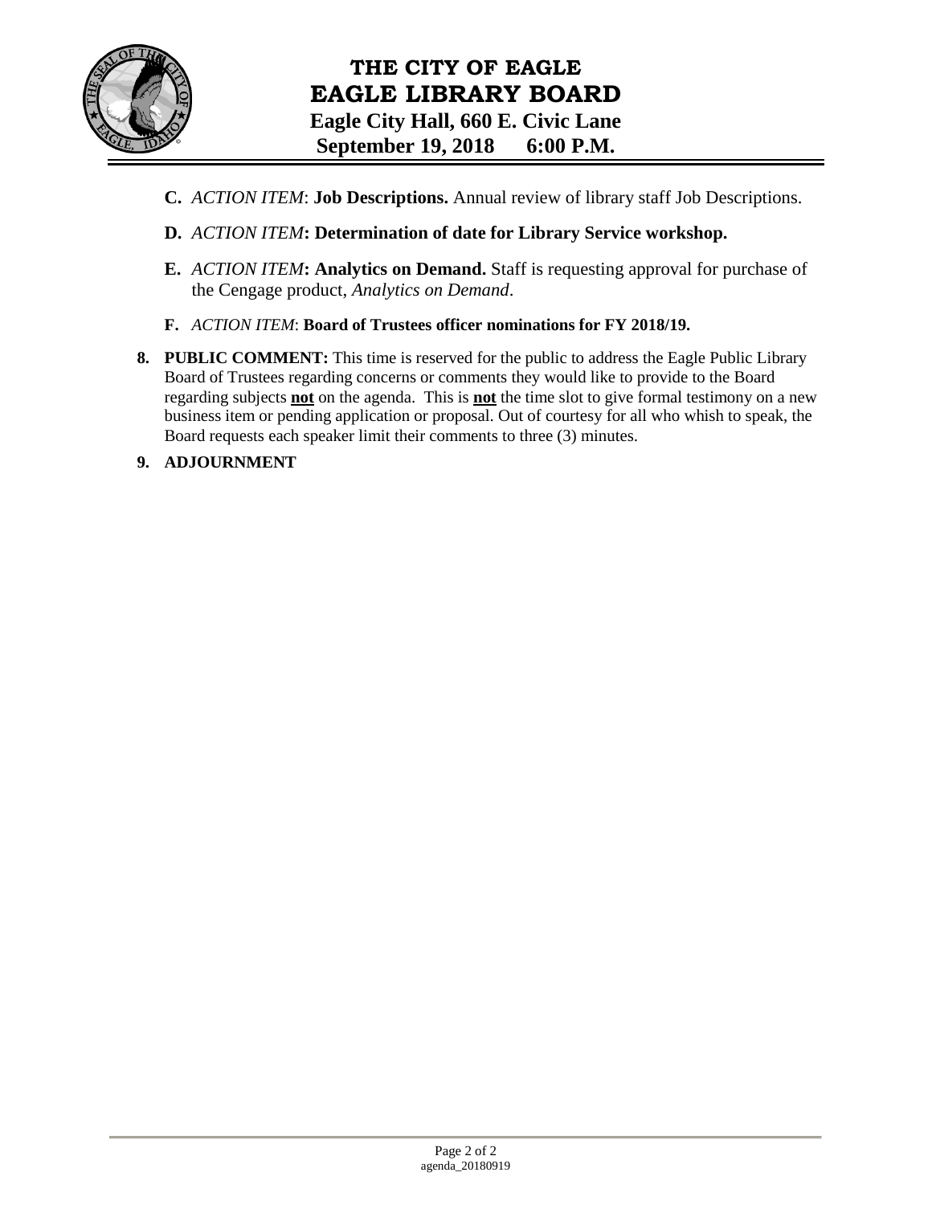# THE CITY OF EAGLE
# EAGLE LIBRARY BOARD
**Eagle City Hall, 660 E. Civic Lane**
**September 19, 2018 6:00 P.M.**

- **C.** *ACTION ITEM*: **Job Descriptions.** Annual review of library staff Job Descriptions.
- **D.** *ACTION ITEM***: Determination of date for Library Service workshop.**
- **E.** *ACTION ITEM***: Analytics on Demand.** Staff is requesting approval for purchase of the Cengage product, *Analytics on Demand*.
- **F.** *ACTION ITEM*: **Board of Trustees officer nominations for FY 2018/19.**

**8. PUBLIC COMMENT:** This time is reserved for the public to address the Eagle Public Library Board of Trustees regarding concerns or comments they would like to provide to the Board regarding subjects **not** on the agenda. This is **not** the time slot to give formal testimony on a new business item or pending application or proposal. Out of courtesy for all who whish to speak, the Board requests each speaker limit their comments to three (3) minutes.

**9. ADJOURNMENT**